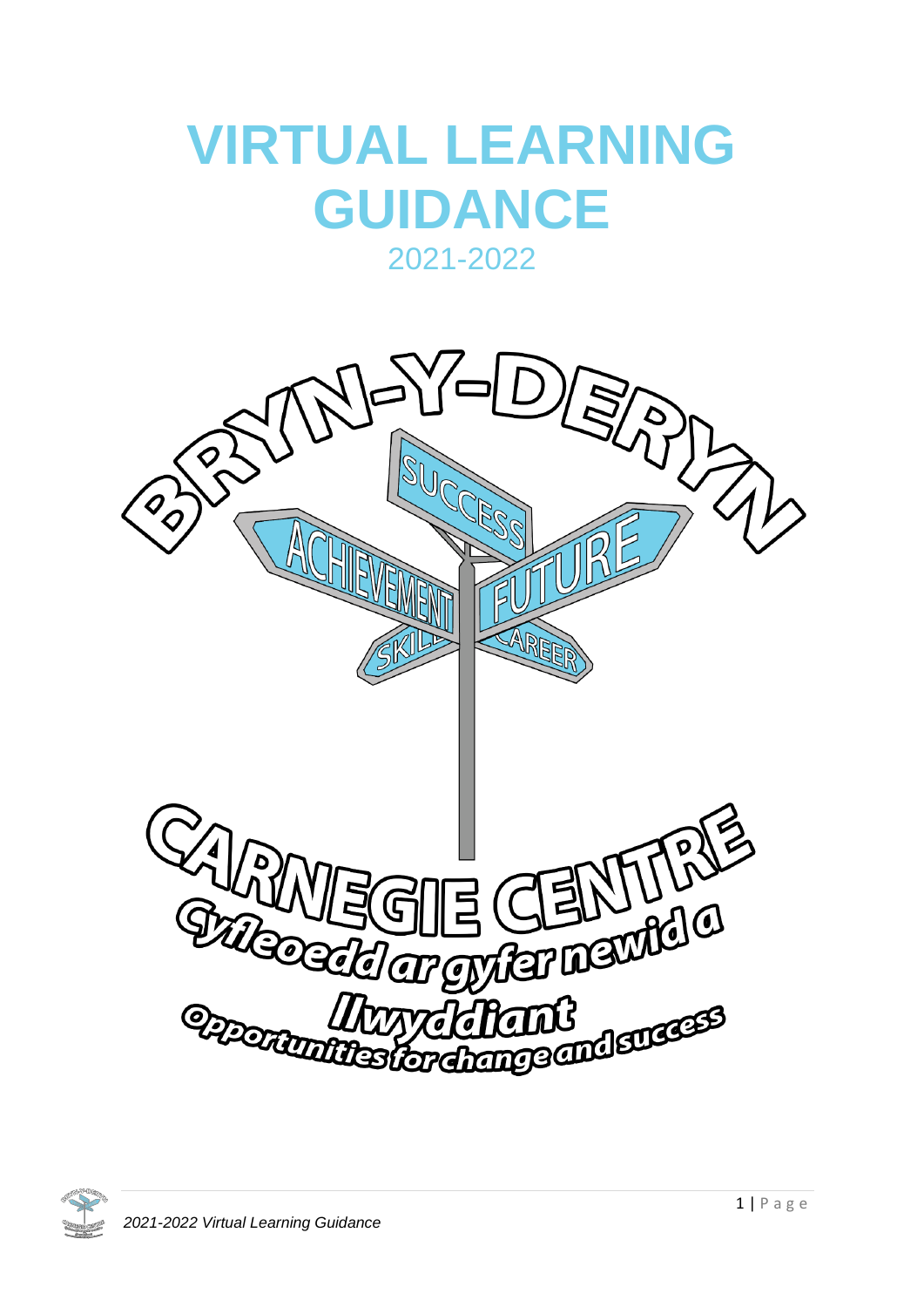# VIRTUAL LEARNING GUIDANCE

2021-2022

BRYN-Y-DERYN

SUCCESS

ACHIEVEMENT

FUTURE

SKILLS

CAREER

CARNEGIE CENTRE

Cyfleoedd ar gyfer newid a llwyddiant

Opportunities for change and success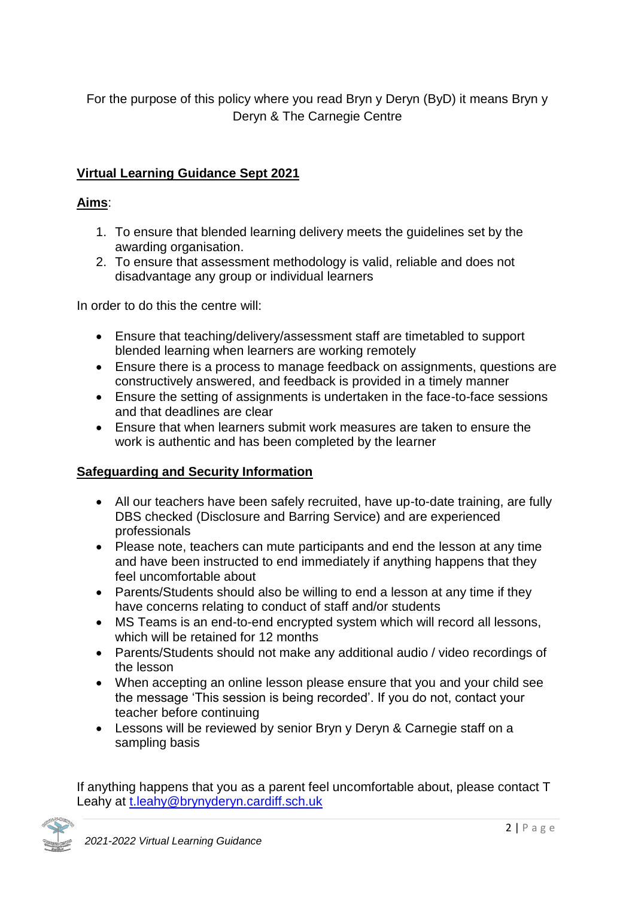For the purpose of this policy where you read Bryn y Deryn (ByD) it means Bryn y Deryn & The Carnegie Centre

## Virtual Learning Guidance Sept 2021

**Aims**:

1. To ensure that blended learning delivery meets the guidelines set by the awarding organisation.
2. To ensure that assessment methodology is valid, reliable and does not disadvantage any group or individual learners

In order to do this the centre will:

- Ensure that teaching/delivery/assessment staff are timetabled to support blended learning when learners are working remotely
- Ensure there is a process to manage feedback on assignments, questions are constructively answered, and feedback is provided in a timely manner
- Ensure the setting of assignments is undertaken in the face-to-face sessions and that deadlines are clear
- Ensure that when learners submit work measures are taken to ensure the work is authentic and has been completed by the learner

## Safeguarding and Security Information

- All our teachers have been safely recruited, have up-to-date training, are fully DBS checked (Disclosure and Barring Service) and are experienced professionals
- Please note, teachers can mute participants and end the lesson at any time and have been instructed to end immediately if anything happens that they feel uncomfortable about
- Parents/Students should also be willing to end a lesson at any time if they have concerns relating to conduct of staff and/or students
- MS Teams is an end-to-end encrypted system which will record all lessons, which will be retained for 12 months
- Parents/Students should not make any additional audio / video recordings of the lesson
- When accepting an online lesson please ensure that you and your child see the message 'This session is being recorded'. If you do not, contact your teacher before continuing
- Lessons will be reviewed by senior Bryn y Deryn & Carnegie staff on a sampling basis

If anything happens that you as a parent feel uncomfortable about, please contact T Leahy at t.leahy@brynyderyn.cardiff.sch.uk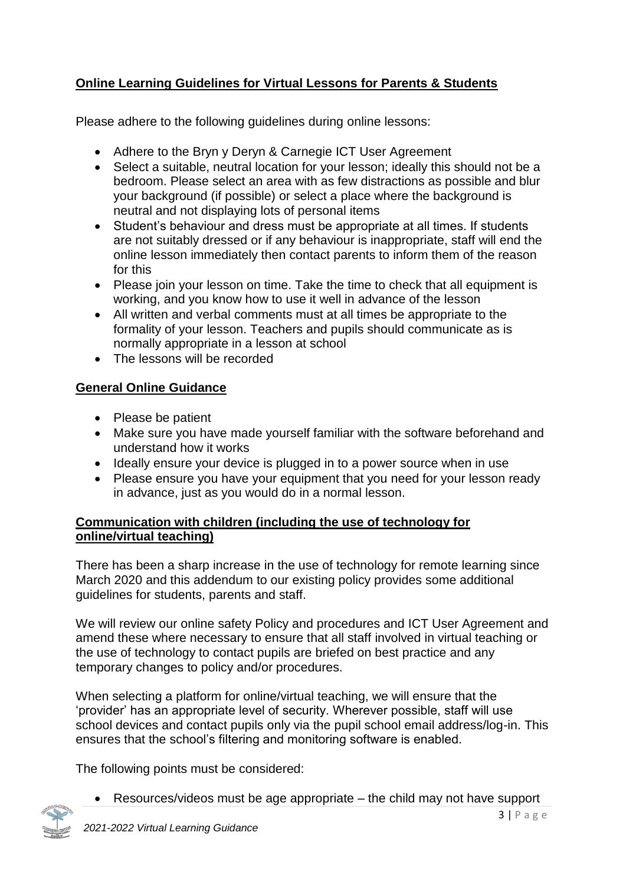## Online Learning Guidelines for Virtual Lessons for Parents & Students

Please adhere to the following guidelines during online lessons:

- Adhere to the Bryn y Deryn & Carnegie ICT User Agreement
- Select a suitable, neutral location for your lesson; ideally this should not be a bedroom. Please select an area with as few distractions as possible and blur your background (if possible) or select a place where the background is neutral and not displaying lots of personal items
- Student's behaviour and dress must be appropriate at all times. If students are not suitably dressed or if any behaviour is inappropriate, staff will end the online lesson immediately then contact parents to inform them of the reason for this
- Please join your lesson on time. Take the time to check that all equipment is working, and you know how to use it well in advance of the lesson
- All written and verbal comments must at all times be appropriate to the formality of your lesson. Teachers and pupils should communicate as is normally appropriate in a lesson at school
- The lessons will be recorded

## General Online Guidance

- Please be patient
- Make sure you have made yourself familiar with the software beforehand and understand how it works
- Ideally ensure your device is plugged in to a power source when in use
- Please ensure you have your equipment that you need for your lesson ready in advance, just as you would do in a normal lesson.

## Communication with children (including the use of technology for online/virtual teaching)

There has been a sharp increase in the use of technology for remote learning since March 2020 and this addendum to our existing policy provides some additional guidelines for students, parents and staff.

We will review our online safety Policy and procedures and ICT User Agreement and amend these where necessary to ensure that all staff involved in virtual teaching or the use of technology to contact pupils are briefed on best practice and any temporary changes to policy and/or procedures.

When selecting a platform for online/virtual teaching, we will ensure that the 'provider' has an appropriate level of security. Wherever possible, staff will use school devices and contact pupils only via the pupil school email address/log-in. This ensures that the school's filtering and monitoring software is enabled.

The following points must be considered:

- Resources/videos must be age appropriate – the child may not have support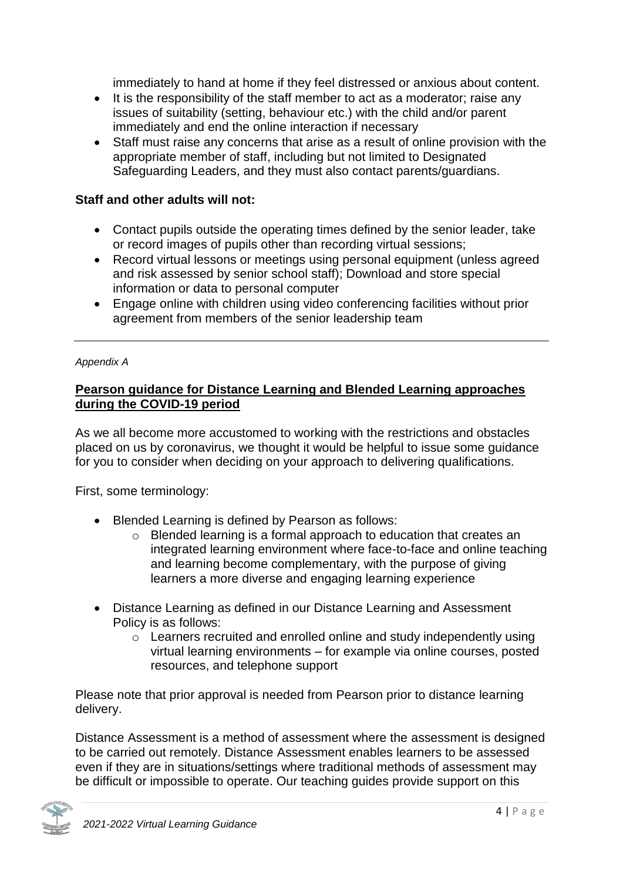immediately to hand at home if they feel distressed or anxious about content.

- It is the responsibility of the staff member to act as a moderator; raise any issues of suitability (setting, behaviour etc.) with the child and/or parent immediately and end the online interaction if necessary
- Staff must raise any concerns that arise as a result of online provision with the appropriate member of staff, including but not limited to Designated Safeguarding Leaders, and they must also contact parents/guardians.

**Staff and other adults will not:**

- Contact pupils outside the operating times defined by the senior leader, take or record images of pupils other than recording virtual sessions;
- Record virtual lessons or meetings using personal equipment (unless agreed and risk assessed by senior school staff); Download and store special information or data to personal computer
- Engage online with children using video conferencing facilities without prior agreement from members of the senior leadership team

---

*Appendix A*

**Pearson guidance for Distance Learning and Blended Learning approaches during the COVID-19 period**

As we all become more accustomed to working with the restrictions and obstacles placed on us by coronavirus, we thought it would be helpful to issue some guidance for you to consider when deciding on your approach to delivering qualifications.

First, some terminology:

- Blended Learning is defined by Pearson as follows:
    - Blended learning is a formal approach to education that creates an integrated learning environment where face-to-face and online teaching and learning become complementary, with the purpose of giving learners a more diverse and engaging learning experience
- Distance Learning as defined in our Distance Learning and Assessment Policy is as follows:
    - Learners recruited and enrolled online and study independently using virtual learning environments – for example via online courses, posted resources, and telephone support

Please note that prior approval is needed from Pearson prior to distance learning delivery.

Distance Assessment is a method of assessment where the assessment is designed to be carried out remotely. Distance Assessment enables learners to be assessed even if they are in situations/settings where traditional methods of assessment may be difficult or impossible to operate. Our teaching guides provide support on this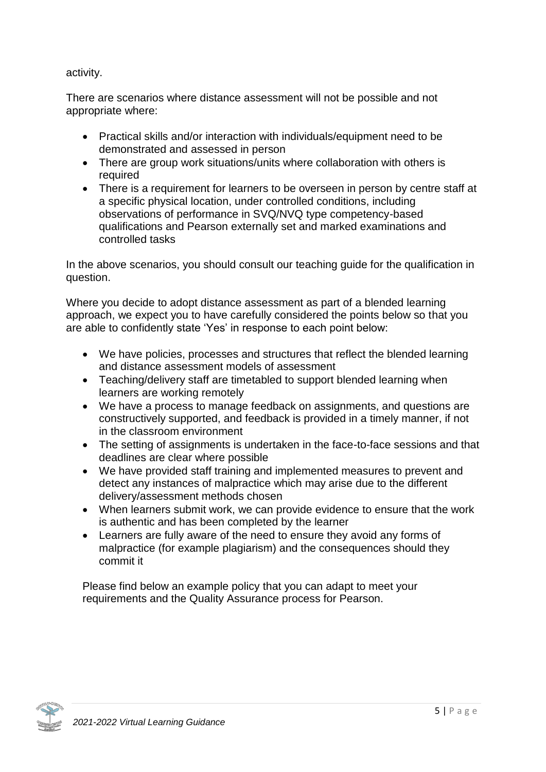activity.

There are scenarios where distance assessment will not be possible and not appropriate where:

- Practical skills and/or interaction with individuals/equipment need to be demonstrated and assessed in person
- There are group work situations/units where collaboration with others is required
- There is a requirement for learners to be overseen in person by centre staff at a specific physical location, under controlled conditions, including observations of performance in SVQ/NVQ type competency-based qualifications and Pearson externally set and marked examinations and controlled tasks

In the above scenarios, you should consult our teaching guide for the qualification in question.

Where you decide to adopt distance assessment as part of a blended learning approach, we expect you to have carefully considered the points below so that you are able to confidently state 'Yes' in response to each point below:

- We have policies, processes and structures that reflect the blended learning and distance assessment models of assessment
- Teaching/delivery staff are timetabled to support blended learning when learners are working remotely
- We have a process to manage feedback on assignments, and questions are constructively supported, and feedback is provided in a timely manner, if not in the classroom environment
- The setting of assignments is undertaken in the face-to-face sessions and that deadlines are clear where possible
- We have provided staff training and implemented measures to prevent and detect any instances of malpractice which may arise due to the different delivery/assessment methods chosen
- When learners submit work, we can provide evidence to ensure that the work is authentic and has been completed by the learner
- Learners are fully aware of the need to ensure they avoid any forms of malpractice (for example plagiarism) and the consequences should they commit it

Please find below an example policy that you can adapt to meet your requirements and the Quality Assurance process for Pearson.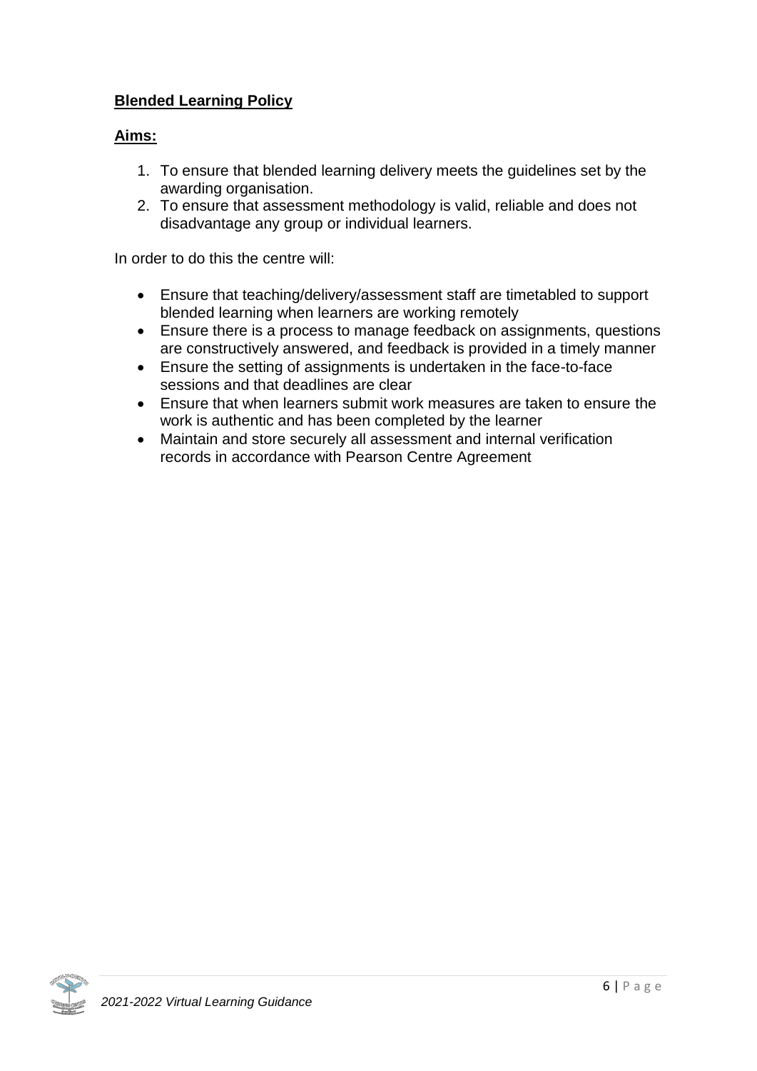## Blended Learning Policy

### Aims:

1. To ensure that blended learning delivery meets the guidelines set by the awarding organisation.
2. To ensure that assessment methodology is valid, reliable and does not disadvantage any group or individual learners.

In order to do this the centre will:

- Ensure that teaching/delivery/assessment staff are timetabled to support blended learning when learners are working remotely
- Ensure there is a process to manage feedback on assignments, questions are constructively answered, and feedback is provided in a timely manner
- Ensure the setting of assignments is undertaken in the face-to-face sessions and that deadlines are clear
- Ensure that when learners submit work measures are taken to ensure the work is authentic and has been completed by the learner
- Maintain and store securely all assessment and internal verification records in accordance with Pearson Centre Agreement